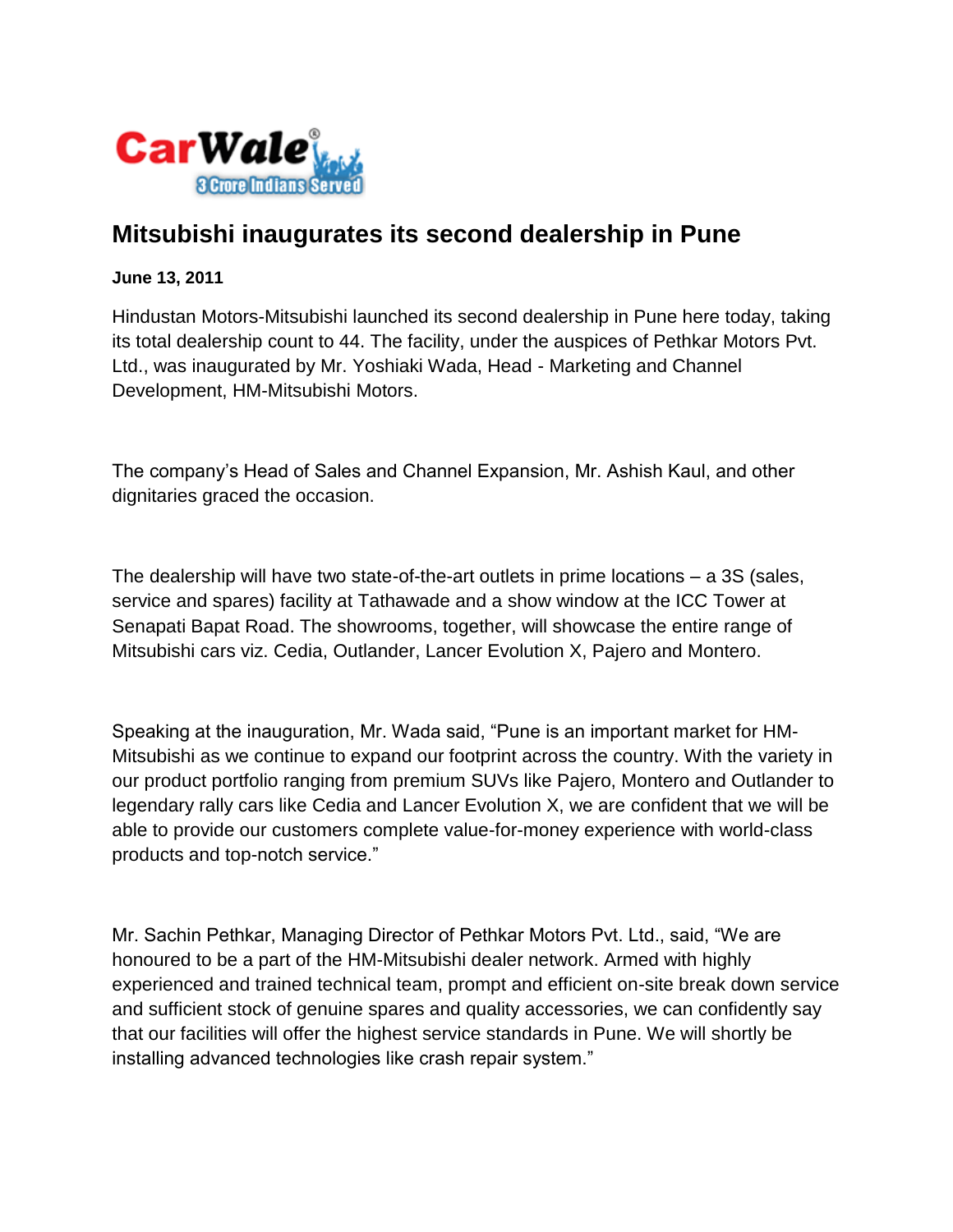# Mitsubishi inaugurates its second dealership in Pune

**June 13, 2011**

Hindustan Motors-Mitsubishi launched its second dealership in Pune here today, taking its total dealership count to 44. The facility, under the auspices of Pethkar Motors Pvt. Ltd., was inaugurated by Mr. Yoshiaki Wada, Head - Marketing and Channel Development, HM-Mitsubishi Motors.

The company's Head of Sales and Channel Expansion, Mr. Ashish Kaul, and other dignitaries graced the occasion.

The dealership will have two state-of-the-art outlets in prime locations – a 3S (sales, service and spares) facility at Tathawade and a show window at the ICC Tower at Senapati Bapat Road. The showrooms, together, will showcase the entire range of Mitsubishi cars viz. Cedia, Outlander, Lancer Evolution X, Pajero and Montero.

Speaking at the inauguration, Mr. Wada said, "Pune is an important market for HM-Mitsubishi as we continue to expand our footprint across the country. With the variety in our product portfolio ranging from premium SUVs like Pajero, Montero and Outlander to legendary rally cars like Cedia and Lancer Evolution X, we are confident that we will be able to provide our customers complete value-for-money experience with world-class products and top-notch service."

Mr. Sachin Pethkar, Managing Director of Pethkar Motors Pvt. Ltd., said, "We are honoured to be a part of the HM-Mitsubishi dealer network. Armed with highly experienced and trained technical team, prompt and efficient on-site break down service and sufficient stock of genuine spares and quality accessories, we can confidently say that our facilities will offer the highest service standards in Pune. We will shortly be installing advanced technologies like crash repair system."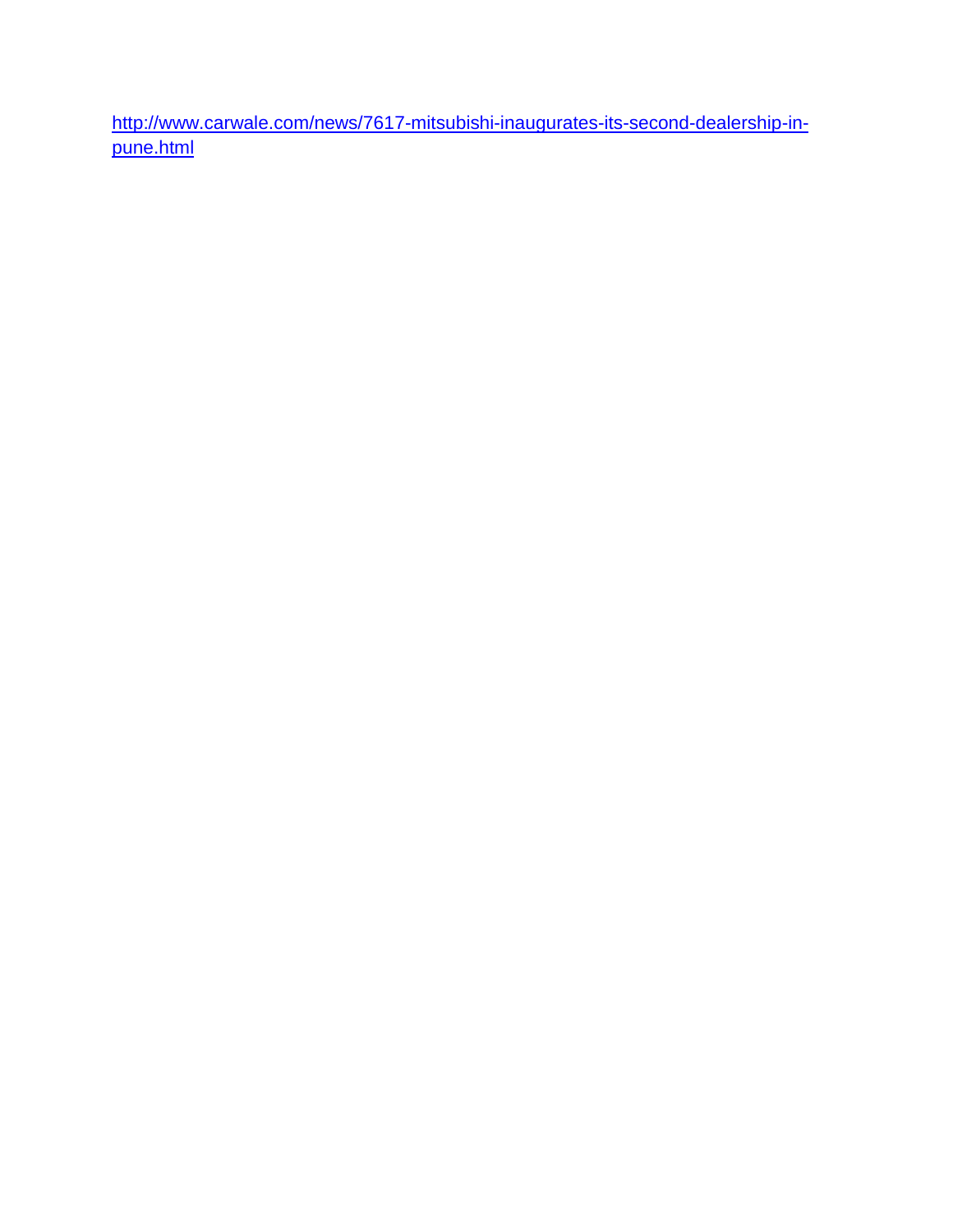http://www.carwale.com/news/7617-mitsubishi-inaugurates-its-second-dealership-in-pune.html